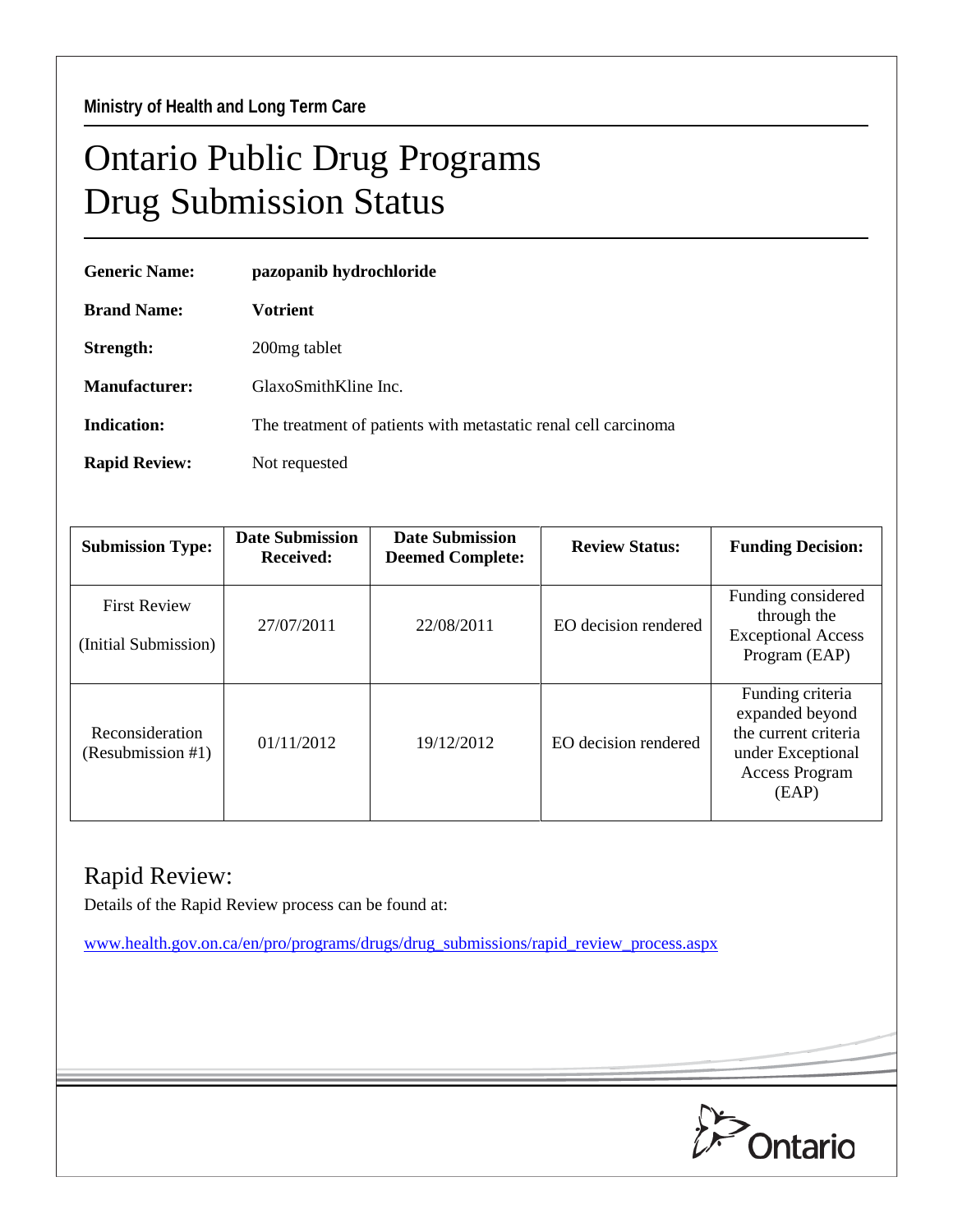Ministry of Health and Long Term Care

# Ontario Public Drug Programs
# Drug Submission Status

**Generic Name:** **pazopanib hydrochloride**

**Brand Name:** **Votrient**

**Strength:** 200mg tablet

**Manufacturer:** GlaxoSmithKline Inc.

**Indication:** The treatment of patients with metastatic renal cell carcinoma

**Rapid Review:** Not requested

| Submission Type: | Date Submission Received: | Date Submission Deemed Complete: | Review Status: | Funding Decision: |
|---|---|---|---|---|
| First Review (Initial Submission) | 27/07/2011 | 22/08/2011 | EO decision rendered | Funding considered through the Exceptional Access Program (EAP) |
| Reconsideration (Resubmission #1) | 01/11/2012 | 19/12/2012 | EO decision rendered | Funding criteria expanded beyond the current criteria under Exceptional Access Program (EAP) |

## Rapid Review:

Details of the Rapid Review process can be found at:

www.health.gov.on.ca/en/pro/programs/drugs/drug_submissions/rapid_review_process.aspx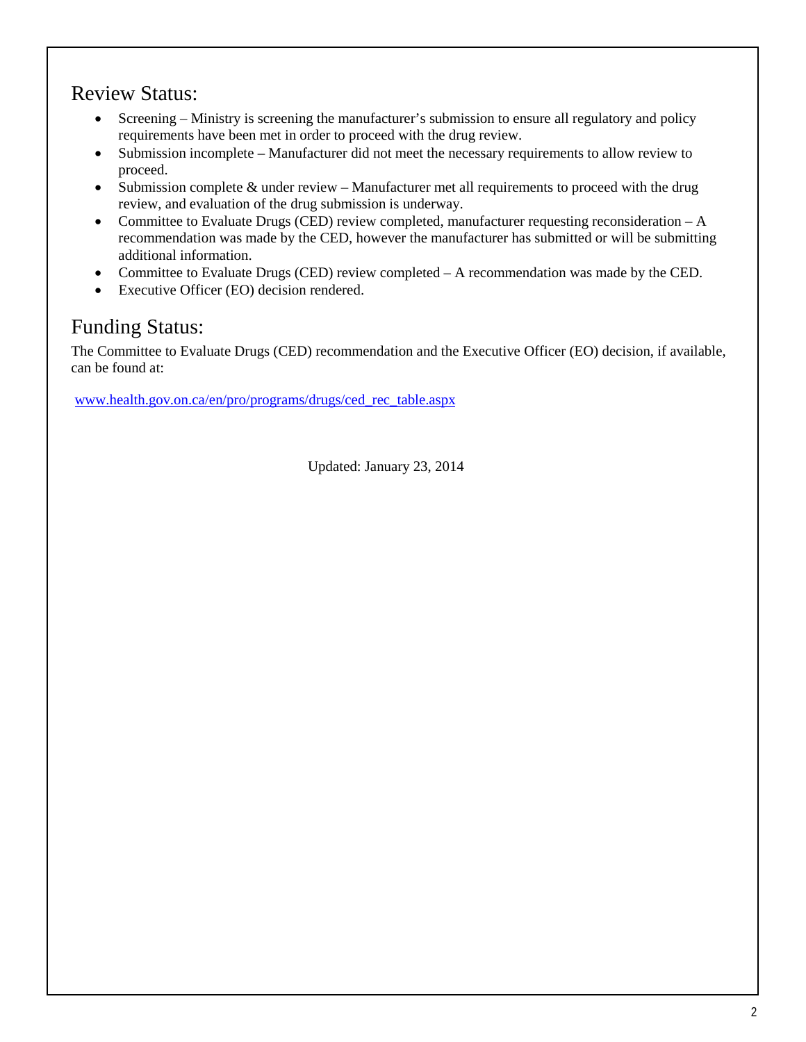## Review Status:

- Screening – Ministry is screening the manufacturer's submission to ensure all regulatory and policy requirements have been met in order to proceed with the drug review.
- Submission incomplete – Manufacturer did not meet the necessary requirements to allow review to proceed.
- Submission complete & under review – Manufacturer met all requirements to proceed with the drug review, and evaluation of the drug submission is underway.
- Committee to Evaluate Drugs (CED) review completed, manufacturer requesting reconsideration – A recommendation was made by the CED, however the manufacturer has submitted or will be submitting additional information.
- Committee to Evaluate Drugs (CED) review completed – A recommendation was made by the CED.
- Executive Officer (EO) decision rendered.

## Funding Status:

The Committee to Evaluate Drugs (CED) recommendation and the Executive Officer (EO) decision, if available, can be found at:

www.health.gov.on.ca/en/pro/programs/drugs/ced_rec_table.aspx

Updated: January 23, 2014